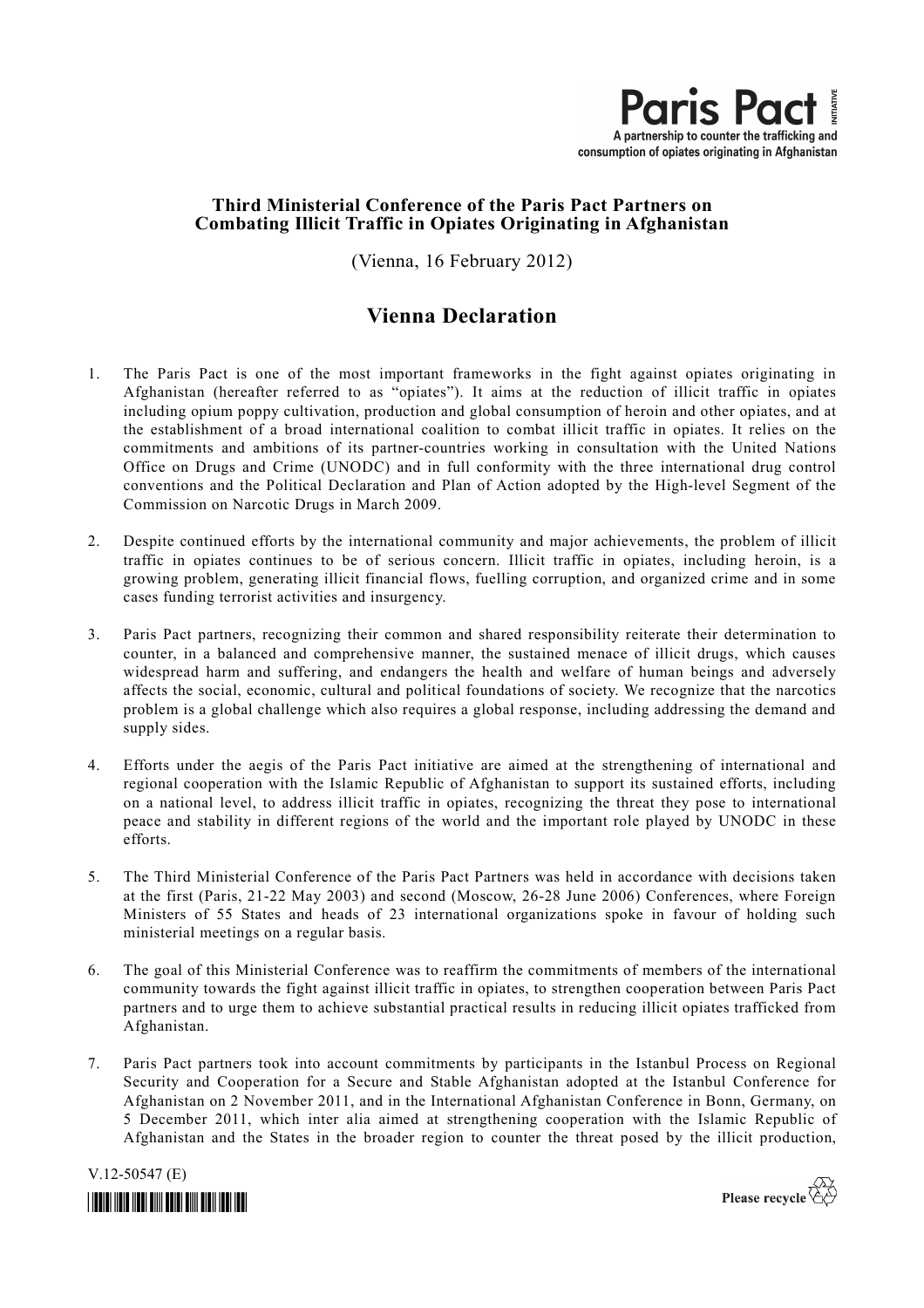**Paris Pact** INITIATIVE
A partnership to counter the trafficking and consumption of opiates originating in Afghanistan

**Third Ministerial Conference of the Paris Pact Partners on Combating Illicit Traffic in Opiates Originating in Afghanistan**

(Vienna, 16 February 2012)

# Vienna Declaration

1. The Paris Pact is one of the most important frameworks in the fight against opiates originating in Afghanistan (hereafter referred to as "opiates"). It aims at the reduction of illicit traffic in opiates including opium poppy cultivation, production and global consumption of heroin and other opiates, and at the establishment of a broad international coalition to combat illicit traffic in opiates. It relies on the commitments and ambitions of its partner-countries working in consultation with the United Nations Office on Drugs and Crime (UNODC) and in full conformity with the three international drug control conventions and the Political Declaration and Plan of Action adopted by the High-level Segment of the Commission on Narcotic Drugs in March 2009.

2. Despite continued efforts by the international community and major achievements, the problem of illicit traffic in opiates continues to be of serious concern. Illicit traffic in opiates, including heroin, is a growing problem, generating illicit financial flows, fuelling corruption, and organized crime and in some cases funding terrorist activities and insurgency.

3. Paris Pact partners, recognizing their common and shared responsibility reiterate their determination to counter, in a balanced and comprehensive manner, the sustained menace of illicit drugs, which causes widespread harm and suffering, and endangers the health and welfare of human beings and adversely affects the social, economic, cultural and political foundations of society. We recognize that the narcotics problem is a global challenge which also requires a global response, including addressing the demand and supply sides.

4. Efforts under the aegis of the Paris Pact initiative are aimed at the strengthening of international and regional cooperation with the Islamic Republic of Afghanistan to support its sustained efforts, including on a national level, to address illicit traffic in opiates, recognizing the threat they pose to international peace and stability in different regions of the world and the important role played by UNODC in these efforts.

5. The Third Ministerial Conference of the Paris Pact Partners was held in accordance with decisions taken at the first (Paris, 21-22 May 2003) and second (Moscow, 26-28 June 2006) Conferences, where Foreign Ministers of 55 States and heads of 23 international organizations spoke in favour of holding such ministerial meetings on a regular basis.

6. The goal of this Ministerial Conference was to reaffirm the commitments of members of the international community towards the fight against illicit traffic in opiates, to strengthen cooperation between Paris Pact partners and to urge them to achieve substantial practical results in reducing illicit opiates trafficked from Afghanistan.

7. Paris Pact partners took into account commitments by participants in the Istanbul Process on Regional Security and Cooperation for a Secure and Stable Afghanistan adopted at the Istanbul Conference for Afghanistan on 2 November 2011, and in the International Afghanistan Conference in Bonn, Germany, on 5 December 2011, which inter alia aimed at strengthening cooperation with the Islamic Republic of Afghanistan and the States in the broader region to counter the threat posed by the illicit production,

V.12-50547 (E)

Please recycle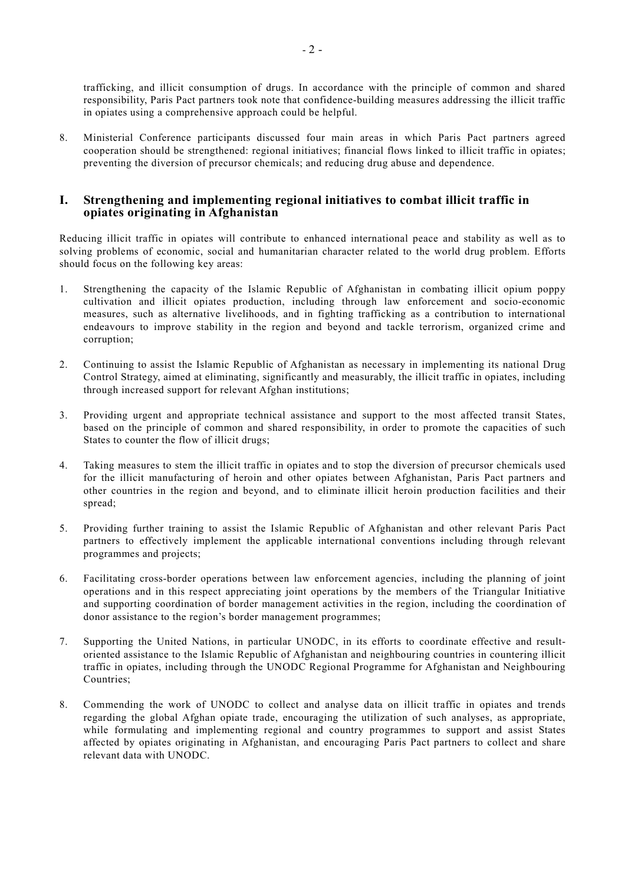trafficking, and illicit consumption of drugs. In accordance with the principle of common and shared responsibility, Paris Pact partners took note that confidence-building measures addressing the illicit traffic in opiates using a comprehensive approach could be helpful.

8. Ministerial Conference participants discussed four main areas in which Paris Pact partners agreed cooperation should be strengthened: regional initiatives; financial flows linked to illicit traffic in opiates; preventing the diversion of precursor chemicals; and reducing drug abuse and dependence.

## I. Strengthening and implementing regional initiatives to combat illicit traffic in opiates originating in Afghanistan

Reducing illicit traffic in opiates will contribute to enhanced international peace and stability as well as to solving problems of economic, social and humanitarian character related to the world drug problem. Efforts should focus on the following key areas:

1. Strengthening the capacity of the Islamic Republic of Afghanistan in combating illicit opium poppy cultivation and illicit opiates production, including through law enforcement and socio-economic measures, such as alternative livelihoods, and in fighting trafficking as a contribution to international endeavours to improve stability in the region and beyond and tackle terrorism, organized crime and corruption;

2. Continuing to assist the Islamic Republic of Afghanistan as necessary in implementing its national Drug Control Strategy, aimed at eliminating, significantly and measurably, the illicit traffic in opiates, including through increased support for relevant Afghan institutions;

3. Providing urgent and appropriate technical assistance and support to the most affected transit States, based on the principle of common and shared responsibility, in order to promote the capacities of such States to counter the flow of illicit drugs;

4. Taking measures to stem the illicit traffic in opiates and to stop the diversion of precursor chemicals used for the illicit manufacturing of heroin and other opiates between Afghanistan, Paris Pact partners and other countries in the region and beyond, and to eliminate illicit heroin production facilities and their spread;

5. Providing further training to assist the Islamic Republic of Afghanistan and other relevant Paris Pact partners to effectively implement the applicable international conventions including through relevant programmes and projects;

6. Facilitating cross-border operations between law enforcement agencies, including the planning of joint operations and in this respect appreciating joint operations by the members of the Triangular Initiative and supporting coordination of border management activities in the region, including the coordination of donor assistance to the region's border management programmes;

7. Supporting the United Nations, in particular UNODC, in its efforts to coordinate effective and result-oriented assistance to the Islamic Republic of Afghanistan and neighbouring countries in countering illicit traffic in opiates, including through the UNODC Regional Programme for Afghanistan and Neighbouring Countries;

8. Commending the work of UNODC to collect and analyse data on illicit traffic in opiates and trends regarding the global Afghan opiate trade, encouraging the utilization of such analyses, as appropriate, while formulating and implementing regional and country programmes to support and assist States affected by opiates originating in Afghanistan, and encouraging Paris Pact partners to collect and share relevant data with UNODC.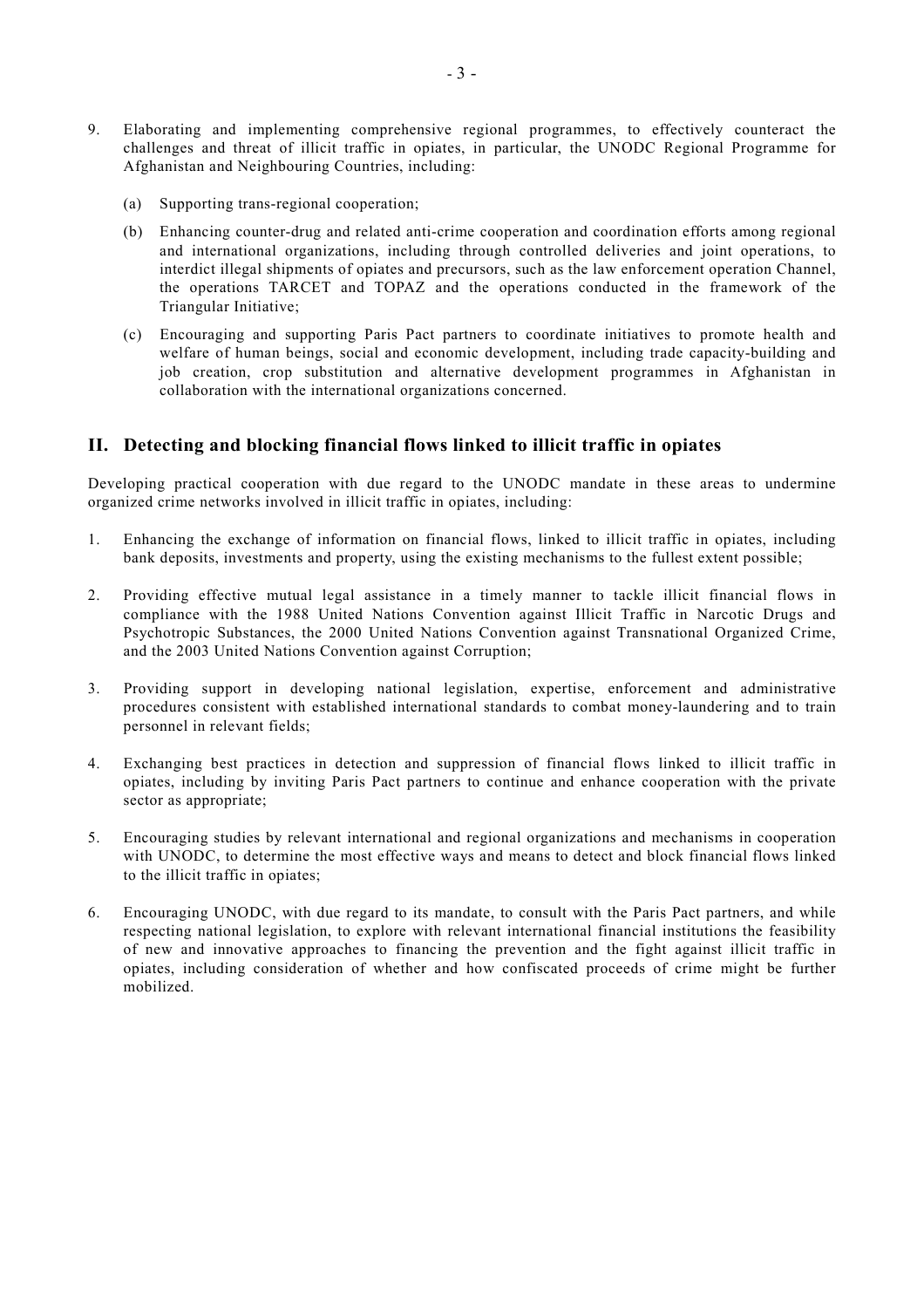9. Elaborating and implementing comprehensive regional programmes, to effectively counteract the challenges and threat of illicit traffic in opiates, in particular, the UNODC Regional Programme for Afghanistan and Neighbouring Countries, including:

   (a) Supporting trans-regional cooperation;

   (b) Enhancing counter-drug and related anti-crime cooperation and coordination efforts among regional and international organizations, including through controlled deliveries and joint operations, to interdict illegal shipments of opiates and precursors, such as the law enforcement operation Channel, the operations TARCET and TOPAZ and the operations conducted in the framework of the Triangular Initiative;

   (c) Encouraging and supporting Paris Pact partners to coordinate initiatives to promote health and welfare of human beings, social and economic development, including trade capacity-building and job creation, crop substitution and alternative development programmes in Afghanistan in collaboration with the international organizations concerned.

## II. Detecting and blocking financial flows linked to illicit traffic in opiates

Developing practical cooperation with due regard to the UNODC mandate in these areas to undermine organized crime networks involved in illicit traffic in opiates, including:

1. Enhancing the exchange of information on financial flows, linked to illicit traffic in opiates, including bank deposits, investments and property, using the existing mechanisms to the fullest extent possible;

2. Providing effective mutual legal assistance in a timely manner to tackle illicit financial flows in compliance with the 1988 United Nations Convention against Illicit Traffic in Narcotic Drugs and Psychotropic Substances, the 2000 United Nations Convention against Transnational Organized Crime, and the 2003 United Nations Convention against Corruption;

3. Providing support in developing national legislation, expertise, enforcement and administrative procedures consistent with established international standards to combat money-laundering and to train personnel in relevant fields;

4. Exchanging best practices in detection and suppression of financial flows linked to illicit traffic in opiates, including by inviting Paris Pact partners to continue and enhance cooperation with the private sector as appropriate;

5. Encouraging studies by relevant international and regional organizations and mechanisms in cooperation with UNODC, to determine the most effective ways and means to detect and block financial flows linked to the illicit traffic in opiates;

6. Encouraging UNODC, with due regard to its mandate, to consult with the Paris Pact partners, and while respecting national legislation, to explore with relevant international financial institutions the feasibility of new and innovative approaches to financing the prevention and the fight against illicit traffic in opiates, including consideration of whether and how confiscated proceeds of crime might be further mobilized.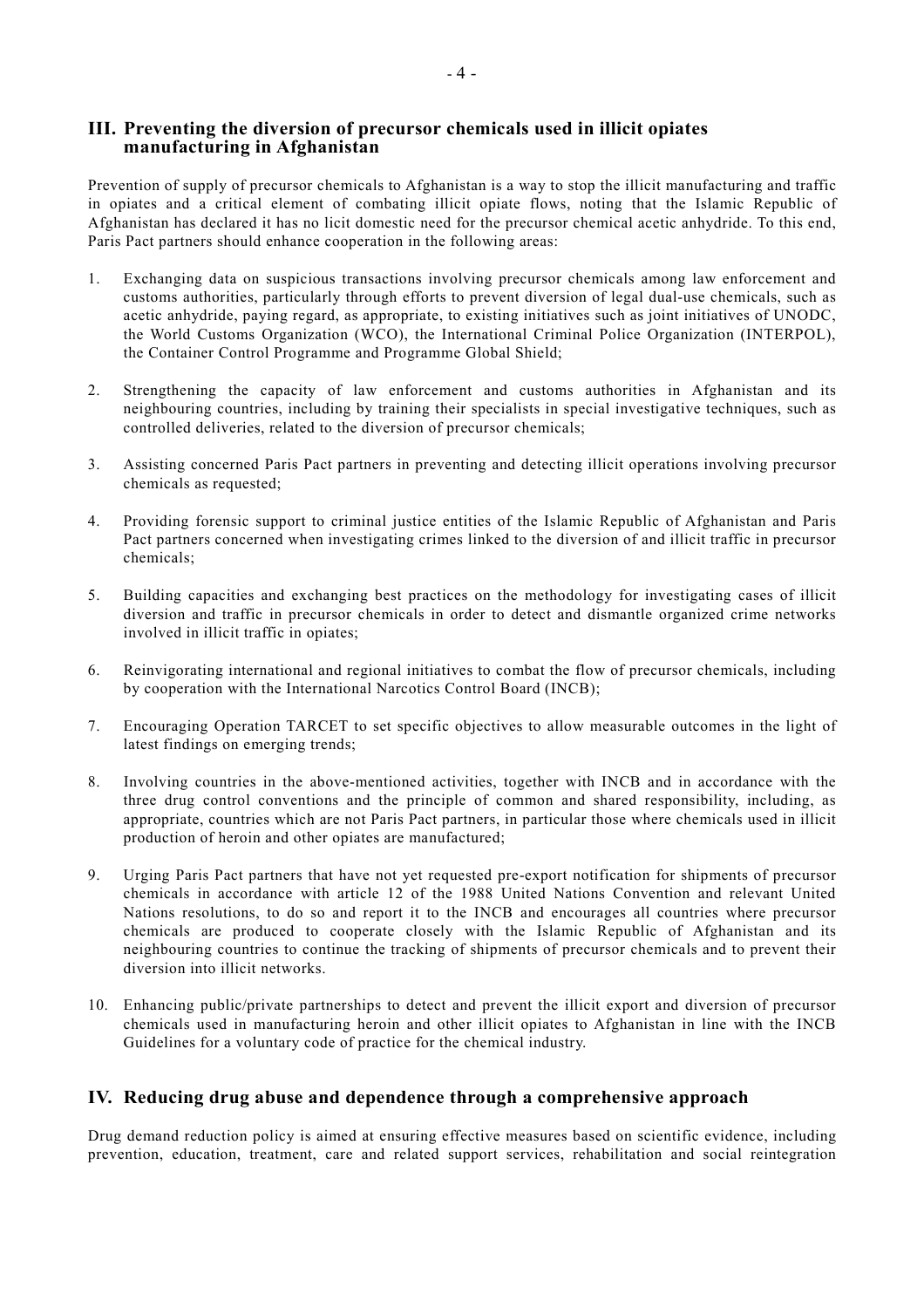## III. Preventing the diversion of precursor chemicals used in illicit opiates manufacturing in Afghanistan

Prevention of supply of precursor chemicals to Afghanistan is a way to stop the illicit manufacturing and traffic in opiates and a critical element of combating illicit opiate flows, noting that the Islamic Republic of Afghanistan has declared it has no licit domestic need for the precursor chemical acetic anhydride. To this end, Paris Pact partners should enhance cooperation in the following areas:

1. Exchanging data on suspicious transactions involving precursor chemicals among law enforcement and customs authorities, particularly through efforts to prevent diversion of legal dual-use chemicals, such as acetic anhydride, paying regard, as appropriate, to existing initiatives such as joint initiatives of UNODC, the World Customs Organization (WCO), the International Criminal Police Organization (INTERPOL), the Container Control Programme and Programme Global Shield;

2. Strengthening the capacity of law enforcement and customs authorities in Afghanistan and its neighbouring countries, including by training their specialists in special investigative techniques, such as controlled deliveries, related to the diversion of precursor chemicals;

3. Assisting concerned Paris Pact partners in preventing and detecting illicit operations involving precursor chemicals as requested;

4. Providing forensic support to criminal justice entities of the Islamic Republic of Afghanistan and Paris Pact partners concerned when investigating crimes linked to the diversion of and illicit traffic in precursor chemicals;

5. Building capacities and exchanging best practices on the methodology for investigating cases of illicit diversion and traffic in precursor chemicals in order to detect and dismantle organized crime networks involved in illicit traffic in opiates;

6. Reinvigorating international and regional initiatives to combat the flow of precursor chemicals, including by cooperation with the International Narcotics Control Board (INCB);

7. Encouraging Operation TARCET to set specific objectives to allow measurable outcomes in the light of latest findings on emerging trends;

8. Involving countries in the above-mentioned activities, together with INCB and in accordance with the three drug control conventions and the principle of common and shared responsibility, including, as appropriate, countries which are not Paris Pact partners, in particular those where chemicals used in illicit production of heroin and other opiates are manufactured;

9. Urging Paris Pact partners that have not yet requested pre-export notification for shipments of precursor chemicals in accordance with article 12 of the 1988 United Nations Convention and relevant United Nations resolutions, to do so and report it to the INCB and encourages all countries where precursor chemicals are produced to cooperate closely with the Islamic Republic of Afghanistan and its neighbouring countries to continue the tracking of shipments of precursor chemicals and to prevent their diversion into illicit networks.

10. Enhancing public/private partnerships to detect and prevent the illicit export and diversion of precursor chemicals used in manufacturing heroin and other illicit opiates to Afghanistan in line with the INCB Guidelines for a voluntary code of practice for the chemical industry.

## IV. Reducing drug abuse and dependence through a comprehensive approach

Drug demand reduction policy is aimed at ensuring effective measures based on scientific evidence, including prevention, education, treatment, care and related support services, rehabilitation and social reintegration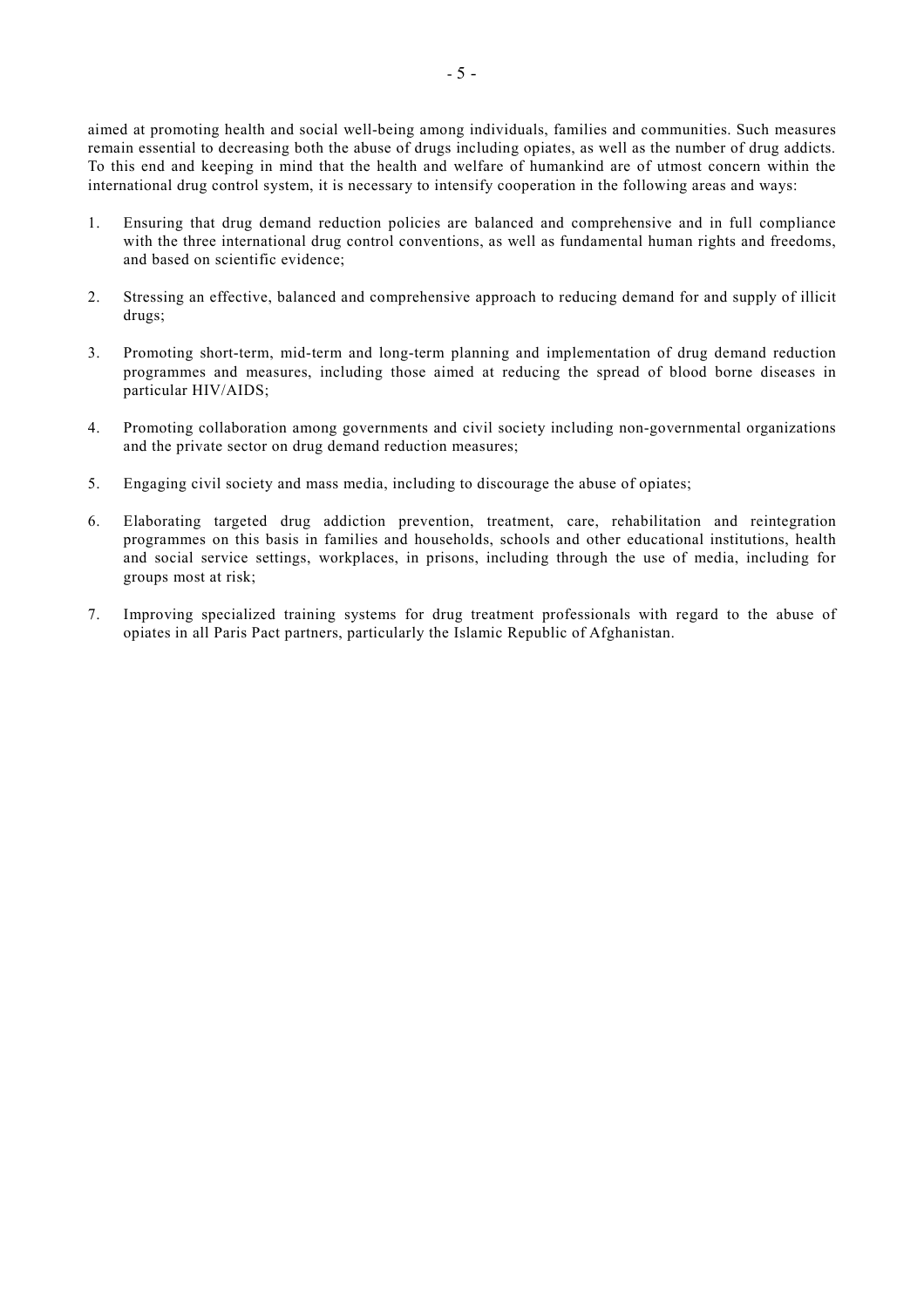aimed at promoting health and social well-being among individuals, families and communities. Such measures remain essential to decreasing both the abuse of drugs including opiates, as well as the number of drug addicts. To this end and keeping in mind that the health and welfare of humankind are of utmost concern within the international drug control system, it is necessary to intensify cooperation in the following areas and ways:

1. Ensuring that drug demand reduction policies are balanced and comprehensive and in full compliance with the three international drug control conventions, as well as fundamental human rights and freedoms, and based on scientific evidence;

2. Stressing an effective, balanced and comprehensive approach to reducing demand for and supply of illicit drugs;

3. Promoting short-term, mid-term and long-term planning and implementation of drug demand reduction programmes and measures, including those aimed at reducing the spread of blood borne diseases in particular HIV/AIDS;

4. Promoting collaboration among governments and civil society including non-governmental organizations and the private sector on drug demand reduction measures;

5. Engaging civil society and mass media, including to discourage the abuse of opiates;

6. Elaborating targeted drug addiction prevention, treatment, care, rehabilitation and reintegration programmes on this basis in families and households, schools and other educational institutions, health and social service settings, workplaces, in prisons, including through the use of media, including for groups most at risk;

7. Improving specialized training systems for drug treatment professionals with regard to the abuse of opiates in all Paris Pact partners, particularly the Islamic Republic of Afghanistan.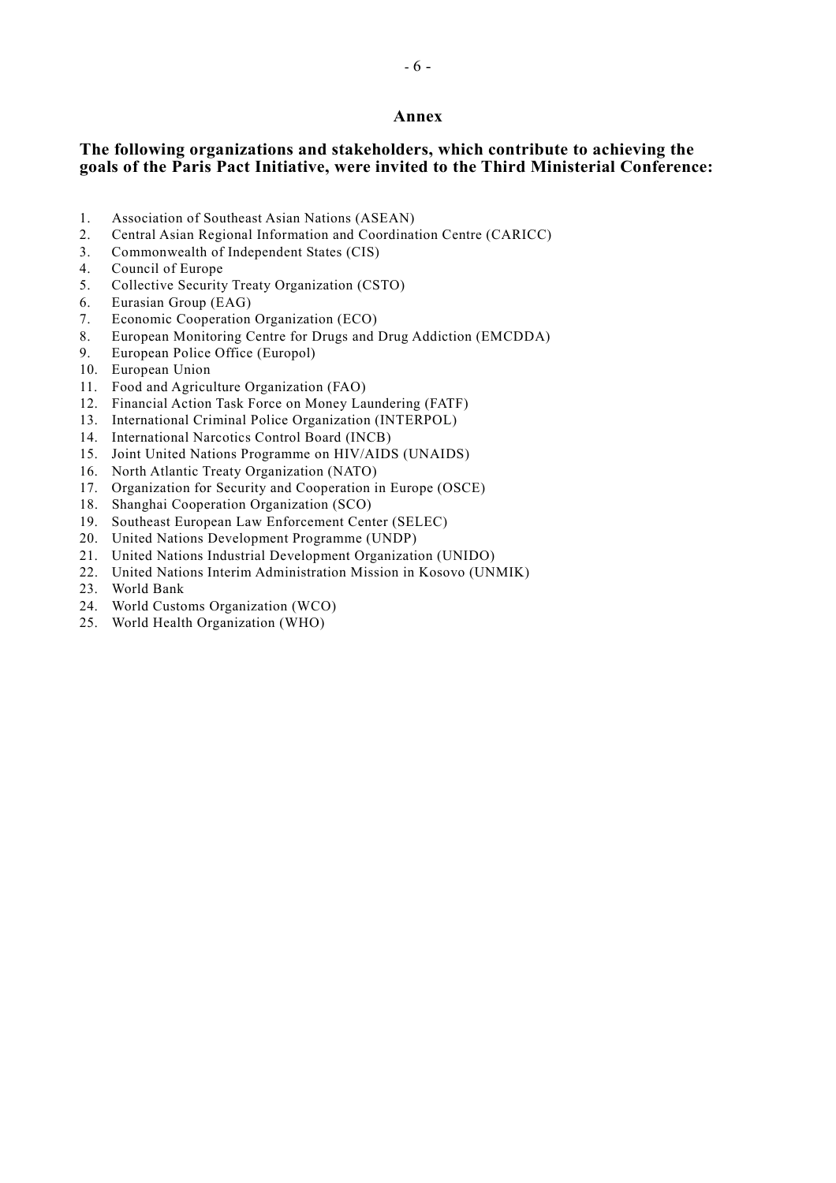## Annex

**The following organizations and stakeholders, which contribute to achieving the goals of the Paris Pact Initiative, were invited to the Third Ministerial Conference:**

1. Association of Southeast Asian Nations (ASEAN)
2. Central Asian Regional Information and Coordination Centre (CARICC)
3. Commonwealth of Independent States (CIS)
4. Council of Europe
5. Collective Security Treaty Organization (CSTO)
6. Eurasian Group (EAG)
7. Economic Cooperation Organization (ECO)
8. European Monitoring Centre for Drugs and Drug Addiction (EMCDDA)
9. European Police Office (Europol)
10. European Union
11. Food and Agriculture Organization (FAO)
12. Financial Action Task Force on Money Laundering (FATF)
13. International Criminal Police Organization (INTERPOL)
14. International Narcotics Control Board (INCB)
15. Joint United Nations Programme on HIV/AIDS (UNAIDS)
16. North Atlantic Treaty Organization (NATO)
17. Organization for Security and Cooperation in Europe (OSCE)
18. Shanghai Cooperation Organization (SCO)
19. Southeast European Law Enforcement Center (SELEC)
20. United Nations Development Programme (UNDP)
21. United Nations Industrial Development Organization (UNIDO)
22. United Nations Interim Administration Mission in Kosovo (UNMIK)
23. World Bank
24. World Customs Organization (WCO)
25. World Health Organization (WHO)